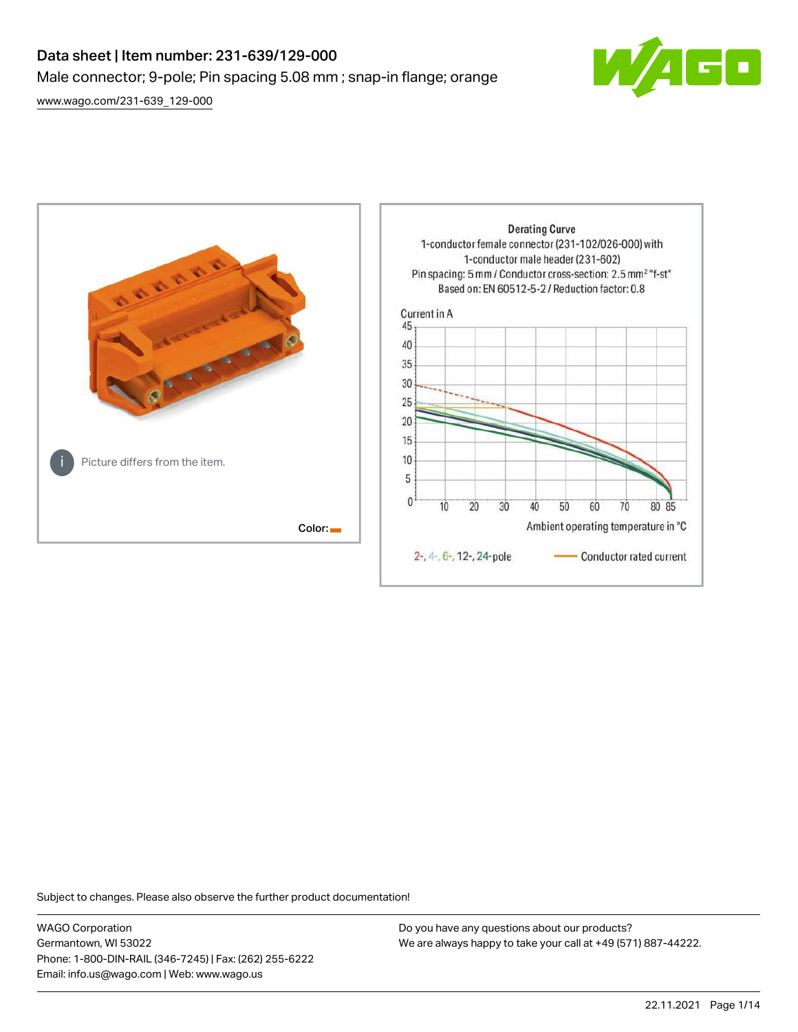# Data sheet | Item number: 231-639/129-000

Male connector; 9-pole; Pin spacing 5.08 mm ; snap-in flange; orange

www.wago.com/231-639_129-000

Picture differs from the item.

Color:

Derating Curve
1-conductor female connector (231-102/026-000) with
1-conductor male header (231-602)
Pin spacing: 5 mm / Conductor cross-section: 2.5 mm² "f-st"
Based on: EN 60512-5-2 / Reduction factor: 0.8

Current in A

Ambient operating temperature in °C

2-, 4-, 6-, 12-, 24-pole — Conductor rated current

Subject to changes. Please also observe the further product documentation!

WAGO Corporation
Germantown, WI 53022
Phone: 1-800-DIN-RAIL (346-7245) | Fax: (262) 255-6222
Email: info.us@wago.com | Web: www.wago.us

Do you have any questions about our products?
We are always happy to take your call at +49 (571) 887-44222.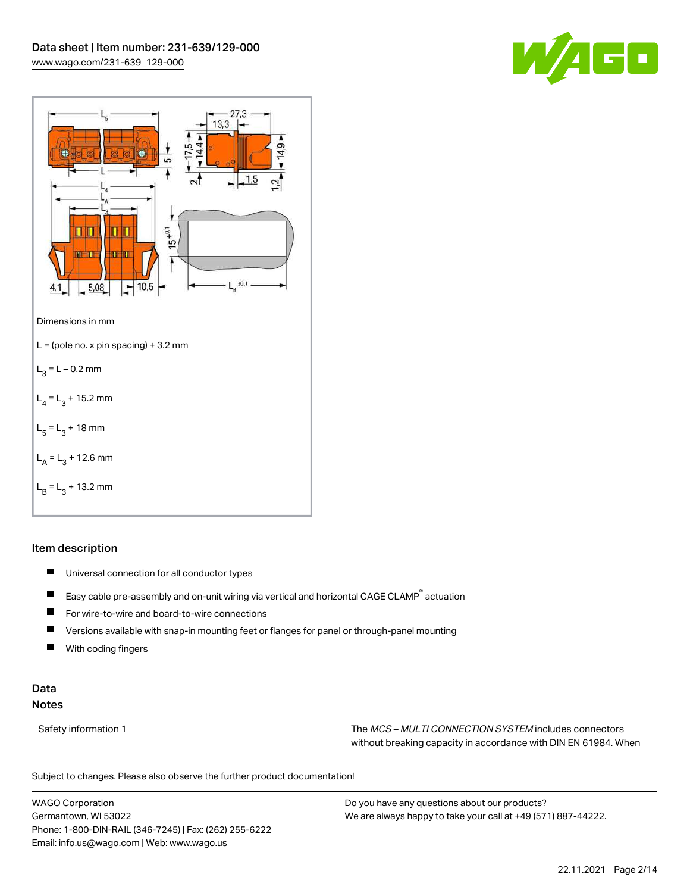Dimensions in mm

L = (pole no. x pin spacing) + 3.2 mm

$L_3$ = L – 0.2 mm

$L_4$ = $L_3$ + 15.2 mm

$L_5$ = $L_3$ + 18 mm

$L_A$ = $L_3$ + 12.6 mm

$L_B$ = $L_3$ + 13.2 mm

## Item description

- Universal connection for all conductor types
- Easy cable pre-assembly and on-unit wiring via vertical and horizontal CAGE CLAMP® actuation
- For wire-to-wire and board-to-wire connections
- Versions available with snap-in mounting feet or flanges for panel or through-panel mounting
- With coding fingers

## Data

### Notes

Safety information 1

The *MCS – MULTI CONNECTION SYSTEM* includes connectors without breaking capacity in accordance with DIN EN 61984. When

Subject to changes. Please also observe the further product documentation!

WAGO Corporation
Germantown, WI 53022
Phone: 1-800-DIN-RAIL (346-7245) | Fax: (262) 255-6222
Email: info.us@wago.com | Web: www.wago.us

Do you have any questions about our products?
We are always happy to take your call at +49 (571) 887-44222.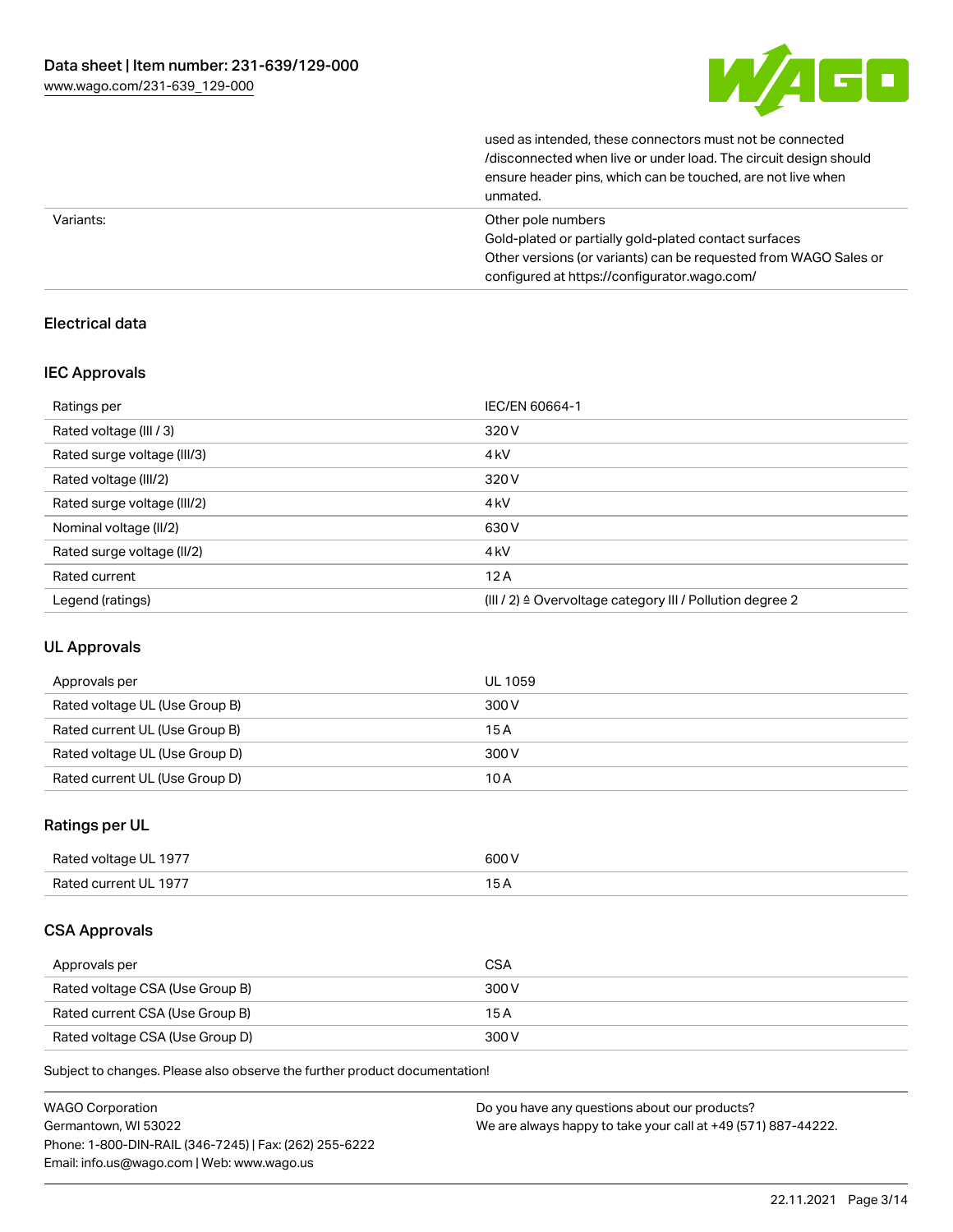| | |
|---|---|
| | used as intended, these connectors must not be connected /disconnected when live or under load. The circuit design should ensure header pins, which can be touched, are not live when unmated. |
| Variants: | Other pole numbers<br>Gold-plated or partially gold-plated contact surfaces<br>Other versions (or variants) can be requested from WAGO Sales or configured at https://configurator.wago.com/ |

## Electrical data

### IEC Approvals

| Ratings per | IEC/EN 60664-1 |
|---|---|
| Rated voltage (III / 3) | 320 V |
| Rated surge voltage (III/3) | 4 kV |
| Rated voltage (III/2) | 320 V |
| Rated surge voltage (III/2) | 4 kV |
| Nominal voltage (II/2) | 630 V |
| Rated surge voltage (II/2) | 4 kV |
| Rated current | 12 A |
| Legend (ratings) | (III / 2) ≙ Overvoltage category III / Pollution degree 2 |

### UL Approvals

| Approvals per | UL 1059 |
|---|---|
| Rated voltage UL (Use Group B) | 300 V |
| Rated current UL (Use Group B) | 15 A |
| Rated voltage UL (Use Group D) | 300 V |
| Rated current UL (Use Group D) | 10 A |

### Ratings per UL

| Rated voltage UL 1977 | 600 V |
|---|---|
| Rated current UL 1977 | 15 A |

### CSA Approvals

| Approvals per | CSA |
|---|---|
| Rated voltage CSA (Use Group B) | 300 V |
| Rated current CSA (Use Group B) | 15 A |
| Rated voltage CSA (Use Group D) | 300 V |

Subject to changes. Please also observe the further product documentation!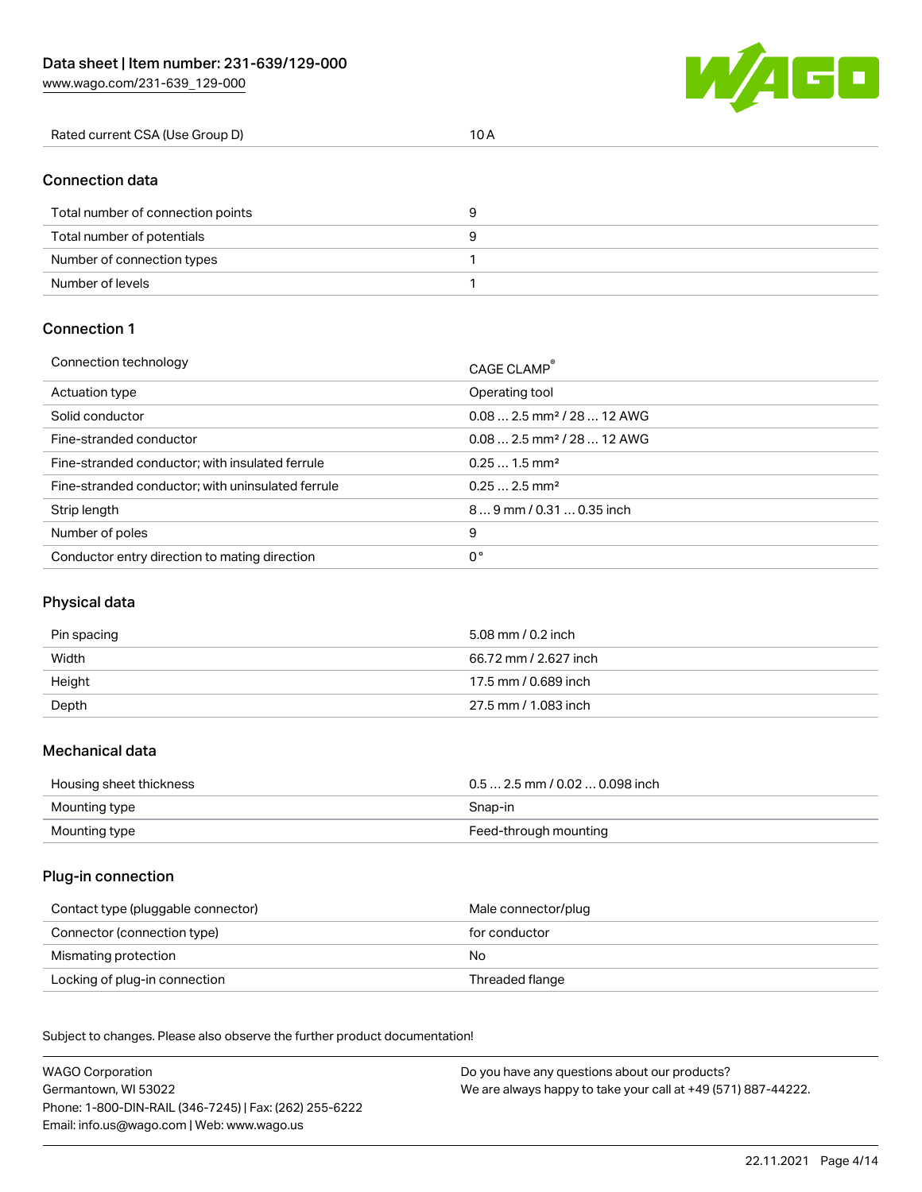| Rated current CSA (Use Group D) | 10 A |
| --- | --- |

## Connection data

| Total number of connection points | 9 |
| --- | --- |
| Total number of potentials | 9 |
| Number of connection types | 1 |
| Number of levels | 1 |

## Connection 1

| Connection technology | CAGE CLAMP® |
| --- | --- |
| Actuation type | Operating tool |
| Solid conductor | 0.08 … 2.5 mm² / 28 … 12 AWG |
| Fine-stranded conductor | 0.08 … 2.5 mm² / 28 … 12 AWG |
| Fine-stranded conductor; with insulated ferrule | 0.25 … 1.5 mm² |
| Fine-stranded conductor; with uninsulated ferrule | 0.25 … 2.5 mm² |
| Strip length | 8 … 9 mm / 0.31 … 0.35 inch |
| Number of poles | 9 |
| Conductor entry direction to mating direction | 0 ° |

## Physical data

| Pin spacing | 5.08 mm / 0.2 inch |
| --- | --- |
| Width | 66.72 mm / 2.627 inch |
| Height | 17.5 mm / 0.689 inch |
| Depth | 27.5 mm / 1.083 inch |

## Mechanical data

| Housing sheet thickness | 0.5 … 2.5 mm / 0.02 … 0.098 inch |
| --- | --- |
| Mounting type | Snap-in |
| Mounting type | Feed-through mounting |

## Plug-in connection

| Contact type (pluggable connector) | Male connector/plug |
| --- | --- |
| Connector (connection type) | for conductor |
| Mismating protection | No |
| Locking of plug-in connection | Threaded flange |

Subject to changes. Please also observe the further product documentation!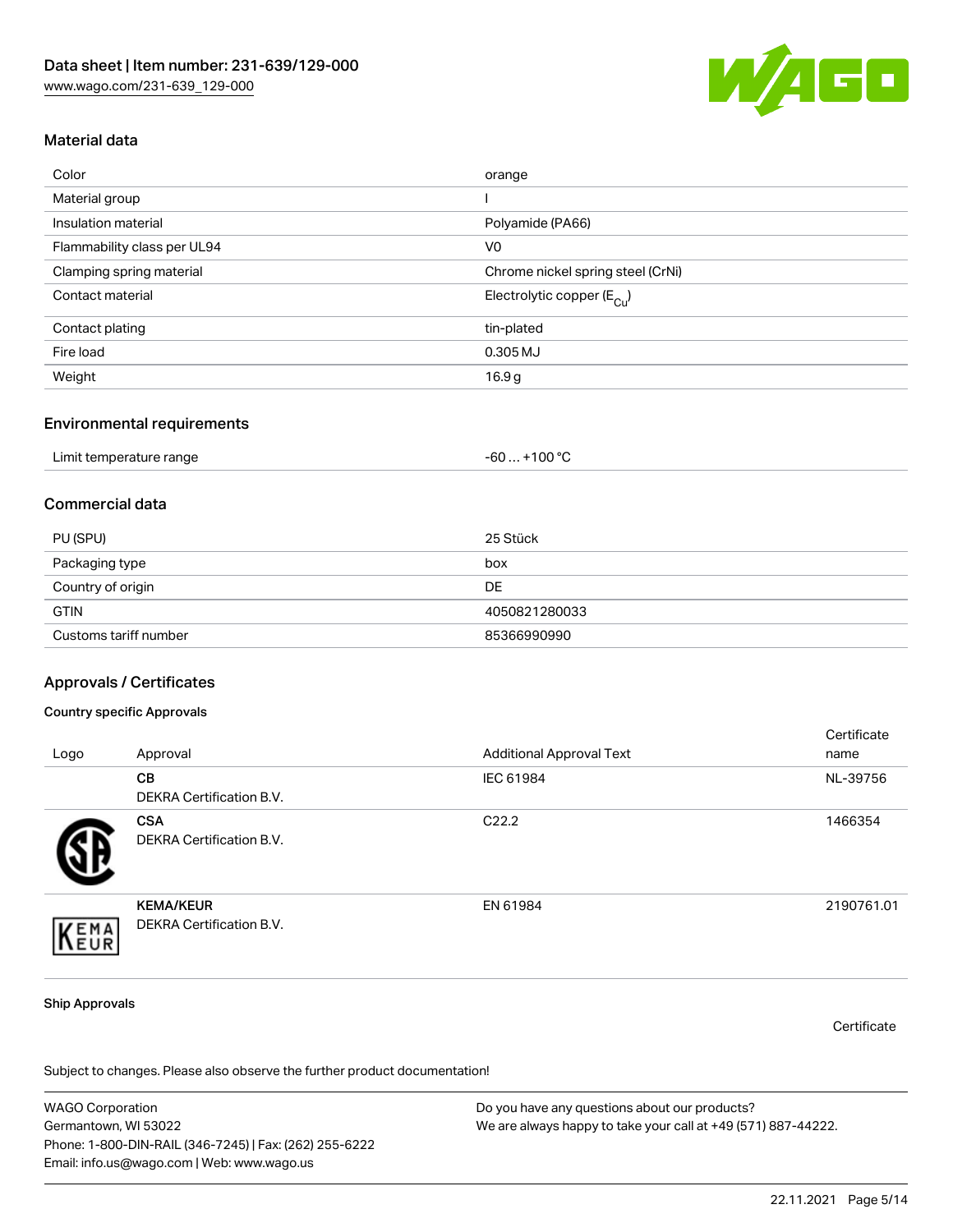## Material data

| | |
|---|---|
| Color | orange |
| Material group | I |
| Insulation material | Polyamide (PA66) |
| Flammability class per UL94 | V0 |
| Clamping spring material | Chrome nickel spring steel (CrNi) |
| Contact material | Electrolytic copper ($E_{Cu}$) |
| Contact plating | tin-plated |
| Fire load | 0.305 MJ |
| Weight | 16.9 g |

## Environmental requirements

| | |
|---|---|
| Limit temperature range | -60 … +100 °C |

## Commercial data

| | |
|---|---|
| PU (SPU) | 25 Stück |
| Packaging type | box |
| Country of origin | DE |
| GTIN | 4050821280033 |
| Customs tariff number | 85366990990 |

## Approvals / Certificates

### Country specific Approvals

| Logo | Approval | Additional Approval Text | Certificate name |
|---|---|---|---|
| | **CB** DEKRA Certification B.V. | IEC 61984 | NL-39756 |
| | **CSA** DEKRA Certification B.V. | C22.2 | 1466354 |
| | **KEMA/KEUR** DEKRA Certification B.V. | EN 61984 | 2190761.01 |

### Ship Approvals

Certificate

Subject to changes. Please also observe the further product documentation!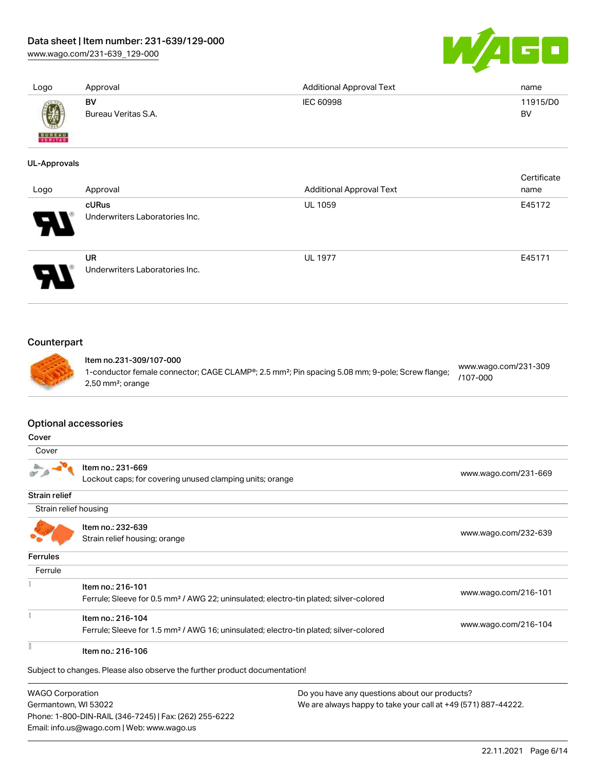| Logo | Approval | Additional Approval Text | name |
| --- | --- | --- | --- |
| | **BV**<br>Bureau Veritas S.A. | IEC 60998 | 11915/D0<br>BV |

## UL-Approvals

| Logo | Approval | Additional Approval Text | Certificate name |
| --- | --- | --- | --- |
| | **cURus**<br>Underwriters Laboratories Inc. | UL 1059 | E45172 |
| | **UR**<br>Underwriters Laboratories Inc. | UL 1977 | E45171 |

## Counterpart

| | | |
| --- | --- | --- |
| | **Item no.231-309/107-000**<br>1-conductor female connector; CAGE CLAMP®; 2.5 mm²; Pin spacing 5.08 mm; 9-pole; Screw flange; 2,50 mm²; orange | www.wago.com/231-309/107-000 |

## Optional accessories

### Cover

Cover

| | | |
| --- | --- | --- |
| | **Item no.: 231-669**<br>Lockout caps; for covering unused clamping units; orange | www.wago.com/231-669 |

### Strain relief

Strain relief housing

| | | |
| --- | --- | --- |
| | **Item no.: 232-639**<br>Strain relief housing; orange | www.wago.com/232-639 |

### Ferrules

Ferrule

| | | |
| --- | --- | --- |
| | **Item no.: 216-101**<br>Ferrule; Sleeve for 0.5 mm² / AWG 22; uninsulated; electro-tin plated; silver-colored | www.wago.com/216-101 |
| | **Item no.: 216-104**<br>Ferrule; Sleeve for 1.5 mm² / AWG 16; uninsulated; electro-tin plated; silver-colored | www.wago.com/216-104 |
| | **Item no.: 216-106** | |

Subject to changes. Please also observe the further product documentation!

WAGO Corporation
Germantown, WI 53022
Phone: 1-800-DIN-RAIL (346-7245) | Fax: (262) 255-6222
Email: info.us@wago.com | Web: www.wago.us

Do you have any questions about our products?
We are always happy to take your call at +49 (571) 887-44222.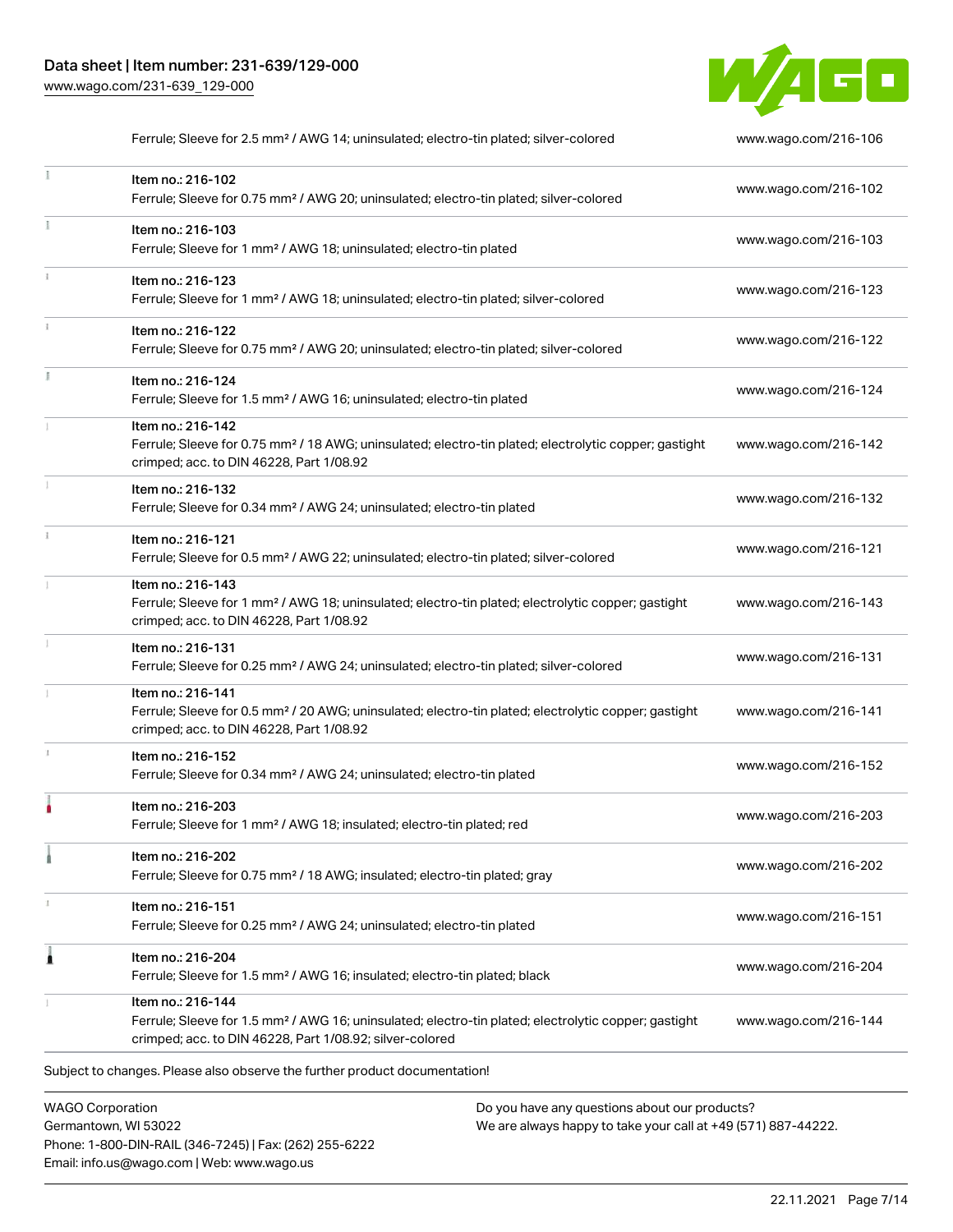| | | |
|---|---|---|
| | Ferrule; Sleeve for 2.5 mm² / AWG 14; uninsulated; electro-tin plated; silver-colored | www.wago.com/216-106 |
| | Item no.: 216-102<br>Ferrule; Sleeve for 0.75 mm² / AWG 20; uninsulated; electro-tin plated; silver-colored | www.wago.com/216-102 |
| | Item no.: 216-103<br>Ferrule; Sleeve for 1 mm² / AWG 18; uninsulated; electro-tin plated | www.wago.com/216-103 |
| | Item no.: 216-123<br>Ferrule; Sleeve for 1 mm² / AWG 18; uninsulated; electro-tin plated; silver-colored | www.wago.com/216-123 |
| | Item no.: 216-122<br>Ferrule; Sleeve for 0.75 mm² / AWG 20; uninsulated; electro-tin plated; silver-colored | www.wago.com/216-122 |
| | Item no.: 216-124<br>Ferrule; Sleeve for 1.5 mm² / AWG 16; uninsulated; electro-tin plated | www.wago.com/216-124 |
| | Item no.: 216-142<br>Ferrule; Sleeve for 0.75 mm² / 18 AWG; uninsulated; electro-tin plated; electrolytic copper; gastight crimped; acc. to DIN 46228, Part 1/08.92 | www.wago.com/216-142 |
| | Item no.: 216-132<br>Ferrule; Sleeve for 0.34 mm² / AWG 24; uninsulated; electro-tin plated | www.wago.com/216-132 |
| | Item no.: 216-121<br>Ferrule; Sleeve for 0.5 mm² / AWG 22; uninsulated; electro-tin plated; silver-colored | www.wago.com/216-121 |
| | Item no.: 216-143<br>Ferrule; Sleeve for 1 mm² / AWG 18; uninsulated; electro-tin plated; electrolytic copper; gastight crimped; acc. to DIN 46228, Part 1/08.92 | www.wago.com/216-143 |
| | Item no.: 216-131<br>Ferrule; Sleeve for 0.25 mm² / AWG 24; uninsulated; electro-tin plated; silver-colored | www.wago.com/216-131 |
| | Item no.: 216-141<br>Ferrule; Sleeve for 0.5 mm² / 20 AWG; uninsulated; electro-tin plated; electrolytic copper; gastight crimped; acc. to DIN 46228, Part 1/08.92 | www.wago.com/216-141 |
| | Item no.: 216-152<br>Ferrule; Sleeve for 0.34 mm² / AWG 24; uninsulated; electro-tin plated | www.wago.com/216-152 |
| | Item no.: 216-203<br>Ferrule; Sleeve for 1 mm² / AWG 18; insulated; electro-tin plated; red | www.wago.com/216-203 |
| | Item no.: 216-202<br>Ferrule; Sleeve for 0.75 mm² / 18 AWG; insulated; electro-tin plated; gray | www.wago.com/216-202 |
| | Item no.: 216-151<br>Ferrule; Sleeve for 0.25 mm² / AWG 24; uninsulated; electro-tin plated | www.wago.com/216-151 |
| | Item no.: 216-204<br>Ferrule; Sleeve for 1.5 mm² / AWG 16; insulated; electro-tin plated; black | www.wago.com/216-204 |
| | Item no.: 216-144<br>Ferrule; Sleeve for 1.5 mm² / AWG 16; uninsulated; electro-tin plated; electrolytic copper; gastight crimped; acc. to DIN 46228, Part 1/08.92; silver-colored | www.wago.com/216-144 |

Subject to changes. Please also observe the further product documentation!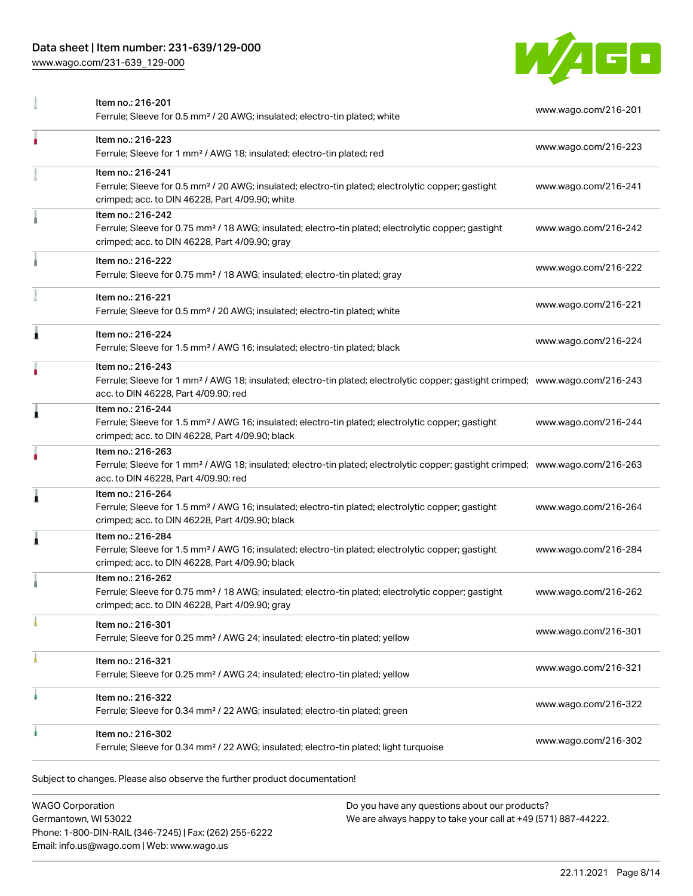| Item | URL |
| --- | --- |
| Item no.: 216-201<br>Ferrule; Sleeve for 0.5 mm² / 20 AWG; insulated; electro-tin plated; white | www.wago.com/216-201 |
| Item no.: 216-223<br>Ferrule; Sleeve for 1 mm² / AWG 18; insulated; electro-tin plated; red | www.wago.com/216-223 |
| Item no.: 216-241<br>Ferrule; Sleeve for 0.5 mm² / 20 AWG; insulated; electro-tin plated; electrolytic copper; gastight crimped; acc. to DIN 46228, Part 4/09.90; white | www.wago.com/216-241 |
| Item no.: 216-242<br>Ferrule; Sleeve for 0.75 mm² / 18 AWG; insulated; electro-tin plated; electrolytic copper; gastight crimped; acc. to DIN 46228, Part 4/09.90; gray | www.wago.com/216-242 |
| Item no.: 216-222<br>Ferrule; Sleeve for 0.75 mm² / 18 AWG; insulated; electro-tin plated; gray | www.wago.com/216-222 |
| Item no.: 216-221<br>Ferrule; Sleeve for 0.5 mm² / 20 AWG; insulated; electro-tin plated; white | www.wago.com/216-221 |
| Item no.: 216-224<br>Ferrule; Sleeve for 1.5 mm² / AWG 16; insulated; electro-tin plated; black | www.wago.com/216-224 |
| Item no.: 216-243<br>Ferrule; Sleeve for 1 mm² / AWG 18; insulated; electro-tin plated; electrolytic copper; gastight crimped; acc. to DIN 46228, Part 4/09.90; red | www.wago.com/216-243 |
| Item no.: 216-244<br>Ferrule; Sleeve for 1.5 mm² / AWG 16; insulated; electro-tin plated; electrolytic copper; gastight crimped; acc. to DIN 46228, Part 4/09.90; black | www.wago.com/216-244 |
| Item no.: 216-263<br>Ferrule; Sleeve for 1 mm² / AWG 18; insulated; electro-tin plated; electrolytic copper; gastight crimped; acc. to DIN 46228, Part 4/09.90; red | www.wago.com/216-263 |
| Item no.: 216-264<br>Ferrule; Sleeve for 1.5 mm² / AWG 16; insulated; electro-tin plated; electrolytic copper; gastight crimped; acc. to DIN 46228, Part 4/09.90; black | www.wago.com/216-264 |
| Item no.: 216-284<br>Ferrule; Sleeve for 1.5 mm² / AWG 16; insulated; electro-tin plated; electrolytic copper; gastight crimped; acc. to DIN 46228, Part 4/09.90; black | www.wago.com/216-284 |
| Item no.: 216-262<br>Ferrule; Sleeve for 0.75 mm² / 18 AWG; insulated; electro-tin plated; electrolytic copper; gastight crimped; acc. to DIN 46228, Part 4/09.90; gray | www.wago.com/216-262 |
| Item no.: 216-301<br>Ferrule; Sleeve for 0.25 mm² / AWG 24; insulated; electro-tin plated; yellow | www.wago.com/216-301 |
| Item no.: 216-321<br>Ferrule; Sleeve for 0.25 mm² / AWG 24; insulated; electro-tin plated; yellow | www.wago.com/216-321 |
| Item no.: 216-322<br>Ferrule; Sleeve for 0.34 mm² / 22 AWG; insulated; electro-tin plated; green | www.wago.com/216-322 |
| Item no.: 216-302<br>Ferrule; Sleeve for 0.34 mm² / 22 AWG; insulated; electro-tin plated; light turquoise | www.wago.com/216-302 |

Subject to changes. Please also observe the further product documentation!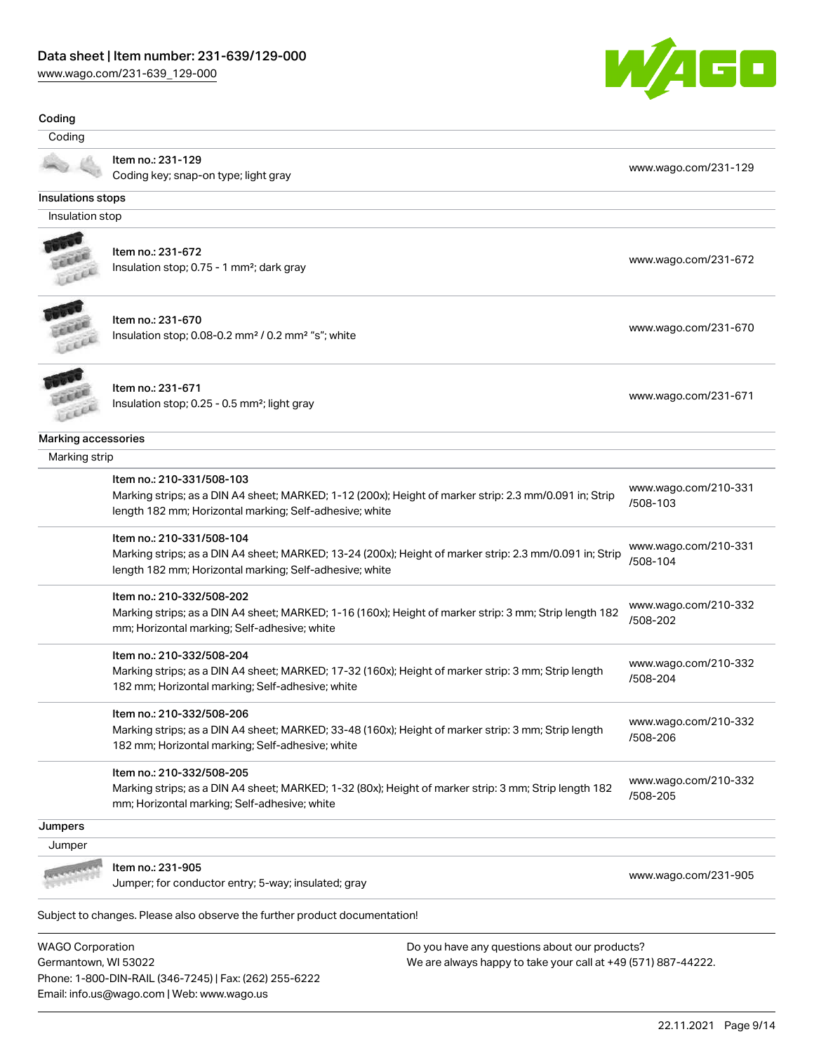## Coding

### Coding

| | | |
|---|---|---|
| | Item no.: 231-129<br>Coding key; snap-on type; light gray | www.wago.com/231-129 |

## Insulations stops

### Insulation stop

| | | |
|---|---|---|
| | Item no.: 231-672<br>Insulation stop; 0.75 - 1 mm²; dark gray | www.wago.com/231-672 |
| | Item no.: 231-670<br>Insulation stop; 0.08-0.2 mm² / 0.2 mm² "s"; white | www.wago.com/231-670 |
| | Item no.: 231-671<br>Insulation stop; 0.25 - 0.5 mm²; light gray | www.wago.com/231-671 |

## Marking accessories

### Marking strip

| | | |
|---|---|---|
| | Item no.: 210-331/508-103<br>Marking strips; as a DIN A4 sheet; MARKED; 1-12 (200x); Height of marker strip: 2.3 mm/0.091 in; Strip length 182 mm; Horizontal marking; Self-adhesive; white | www.wago.com/210-331/508-103 |
| | Item no.: 210-331/508-104<br>Marking strips; as a DIN A4 sheet; MARKED; 13-24 (200x); Height of marker strip: 2.3 mm/0.091 in; Strip length 182 mm; Horizontal marking; Self-adhesive; white | www.wago.com/210-331/508-104 |
| | Item no.: 210-332/508-202<br>Marking strips; as a DIN A4 sheet; MARKED; 1-16 (160x); Height of marker strip: 3 mm; Strip length 182 mm; Horizontal marking; Self-adhesive; white | www.wago.com/210-332/508-202 |
| | Item no.: 210-332/508-204<br>Marking strips; as a DIN A4 sheet; MARKED; 17-32 (160x); Height of marker strip: 3 mm; Strip length 182 mm; Horizontal marking; Self-adhesive; white | www.wago.com/210-332/508-204 |
| | Item no.: 210-332/508-206<br>Marking strips; as a DIN A4 sheet; MARKED; 33-48 (160x); Height of marker strip: 3 mm; Strip length 182 mm; Horizontal marking; Self-adhesive; white | www.wago.com/210-332/508-206 |
| | Item no.: 210-332/508-205<br>Marking strips; as a DIN A4 sheet; MARKED; 1-32 (80x); Height of marker strip: 3 mm; Strip length 182 mm; Horizontal marking; Self-adhesive; white | www.wago.com/210-332/508-205 |

## Jumpers

### Jumper

| | | |
|---|---|---|
| | Item no.: 231-905<br>Jumper; for conductor entry; 5-way; insulated; gray | www.wago.com/231-905 |

Subject to changes. Please also observe the further product documentation!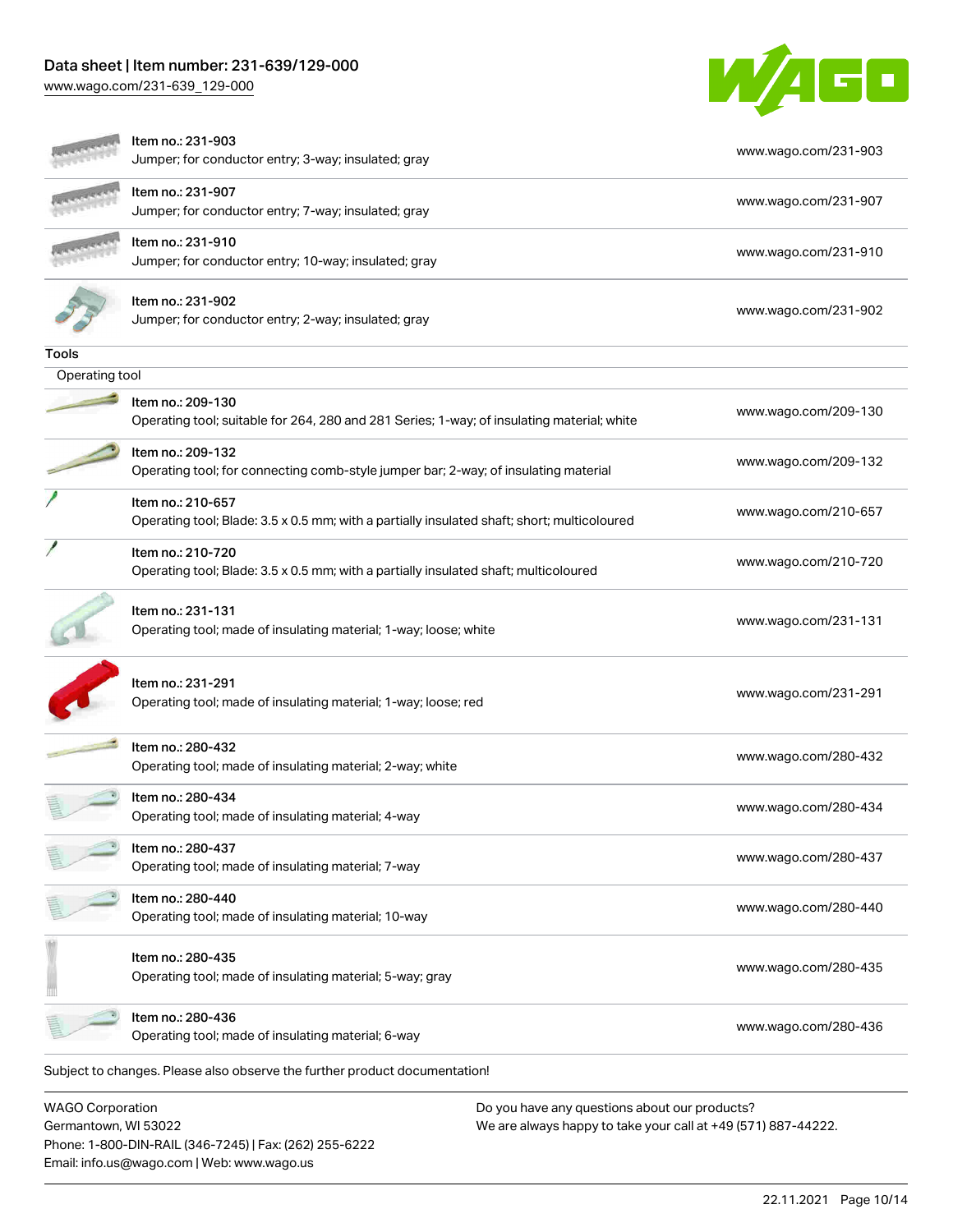| Item | Link |
| --- | --- |
| Item no.: 231-903<br>Jumper; for conductor entry; 3-way; insulated; gray | www.wago.com/231-903 |
| Item no.: 231-907<br>Jumper; for conductor entry; 7-way; insulated; gray | www.wago.com/231-907 |
| Item no.: 231-910<br>Jumper; for conductor entry; 10-way; insulated; gray | www.wago.com/231-910 |
| Item no.: 231-902<br>Jumper; for conductor entry; 2-way; insulated; gray | www.wago.com/231-902 |

## Tools

### Operating tool

| Item | Link |
| --- | --- |
| Item no.: 209-130<br>Operating tool; suitable for 264, 280 and 281 Series; 1-way; of insulating material; white | www.wago.com/209-130 |
| Item no.: 209-132<br>Operating tool; for connecting comb-style jumper bar; 2-way; of insulating material | www.wago.com/209-132 |
| Item no.: 210-657<br>Operating tool; Blade: 3.5 x 0.5 mm; with a partially insulated shaft; short; multicoloured | www.wago.com/210-657 |
| Item no.: 210-720<br>Operating tool; Blade: 3.5 x 0.5 mm; with a partially insulated shaft; multicoloured | www.wago.com/210-720 |
| Item no.: 231-131<br>Operating tool; made of insulating material; 1-way; loose; white | www.wago.com/231-131 |
| Item no.: 231-291<br>Operating tool; made of insulating material; 1-way; loose; red | www.wago.com/231-291 |
| Item no.: 280-432<br>Operating tool; made of insulating material; 2-way; white | www.wago.com/280-432 |
| Item no.: 280-434<br>Operating tool; made of insulating material; 4-way | www.wago.com/280-434 |
| Item no.: 280-437<br>Operating tool; made of insulating material; 7-way | www.wago.com/280-437 |
| Item no.: 280-440<br>Operating tool; made of insulating material; 10-way | www.wago.com/280-440 |
| Item no.: 280-435<br>Operating tool; made of insulating material; 5-way; gray | www.wago.com/280-435 |
| Item no.: 280-436<br>Operating tool; made of insulating material; 6-way | www.wago.com/280-436 |

Subject to changes. Please also observe the further product documentation!

WAGO Corporation
Germantown, WI 53022
Phone: 1-800-DIN-RAIL (346-7245) | Fax: (262) 255-6222
Email: info.us@wago.com | Web: www.wago.us

Do you have any questions about our products?
We are always happy to take your call at +49 (571) 887-44222.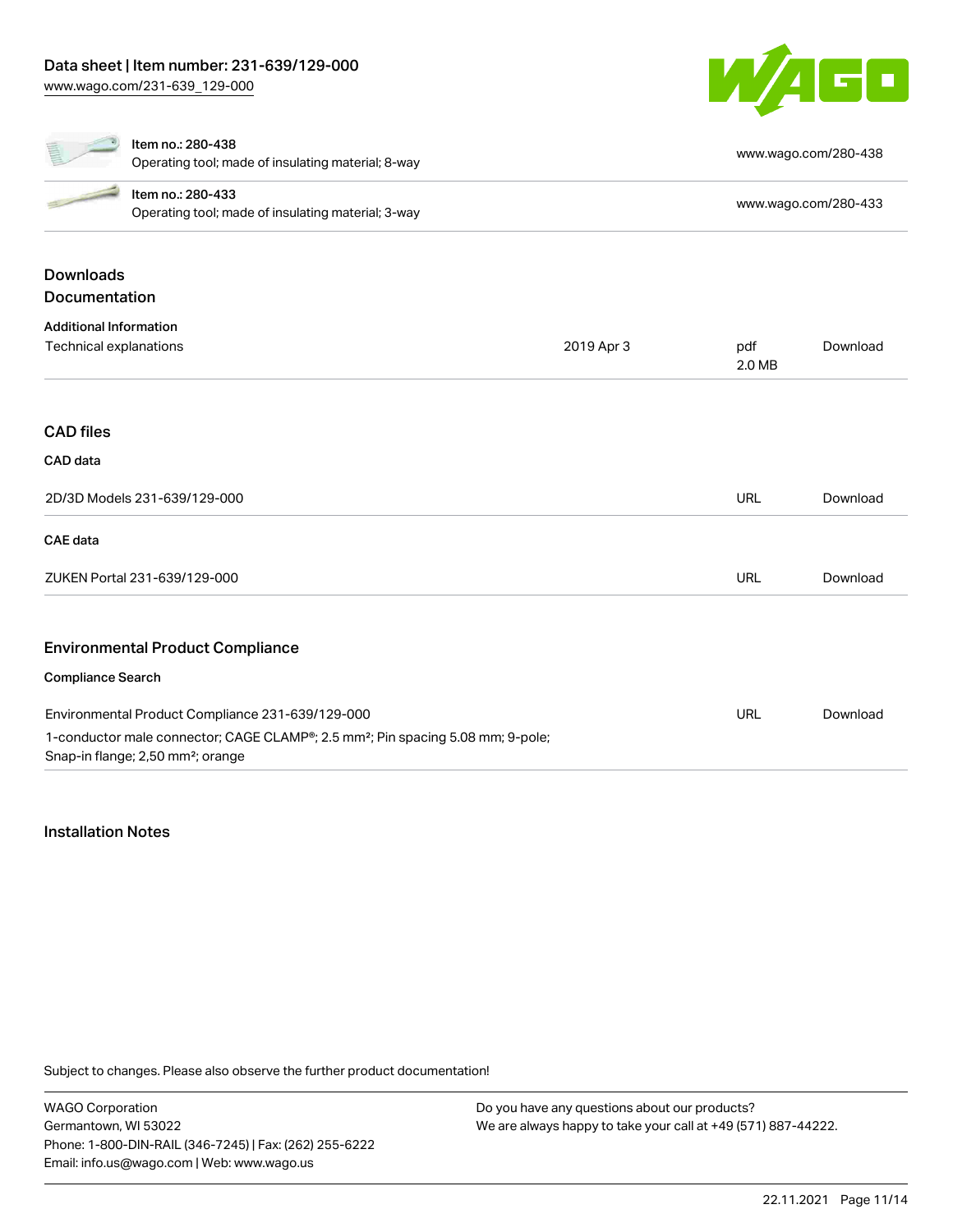| Item no.: 280-438<br>Operating tool; made of insulating material; 8-way | www.wago.com/280-438 |
| --- | --- |
| Item no.: 280-433<br>Operating tool; made of insulating material; 3-way | www.wago.com/280-433 |

## Downloads

### Documentation

**Additional Information**

| Technical explanations | 2019 Apr 3 | pdf<br>2.0 MB | Download |
| --- | --- | --- | --- |

## CAD files

### CAD data

| 2D/3D Models 231-639/129-000 | URL | Download |
| --- | --- | --- |

### CAE data

| ZUKEN Portal 231-639/129-000 | URL | Download |
| --- | --- | --- |

## Environmental Product Compliance

### Compliance Search

| Environmental Product Compliance 231-639/129-000<br>1-conductor male connector; CAGE CLAMP®; 2.5 mm²; Pin spacing 5.08 mm; 9-pole; Snap-in flange; 2,50 mm²; orange | URL | Download |
| --- | --- | --- |

## Installation Notes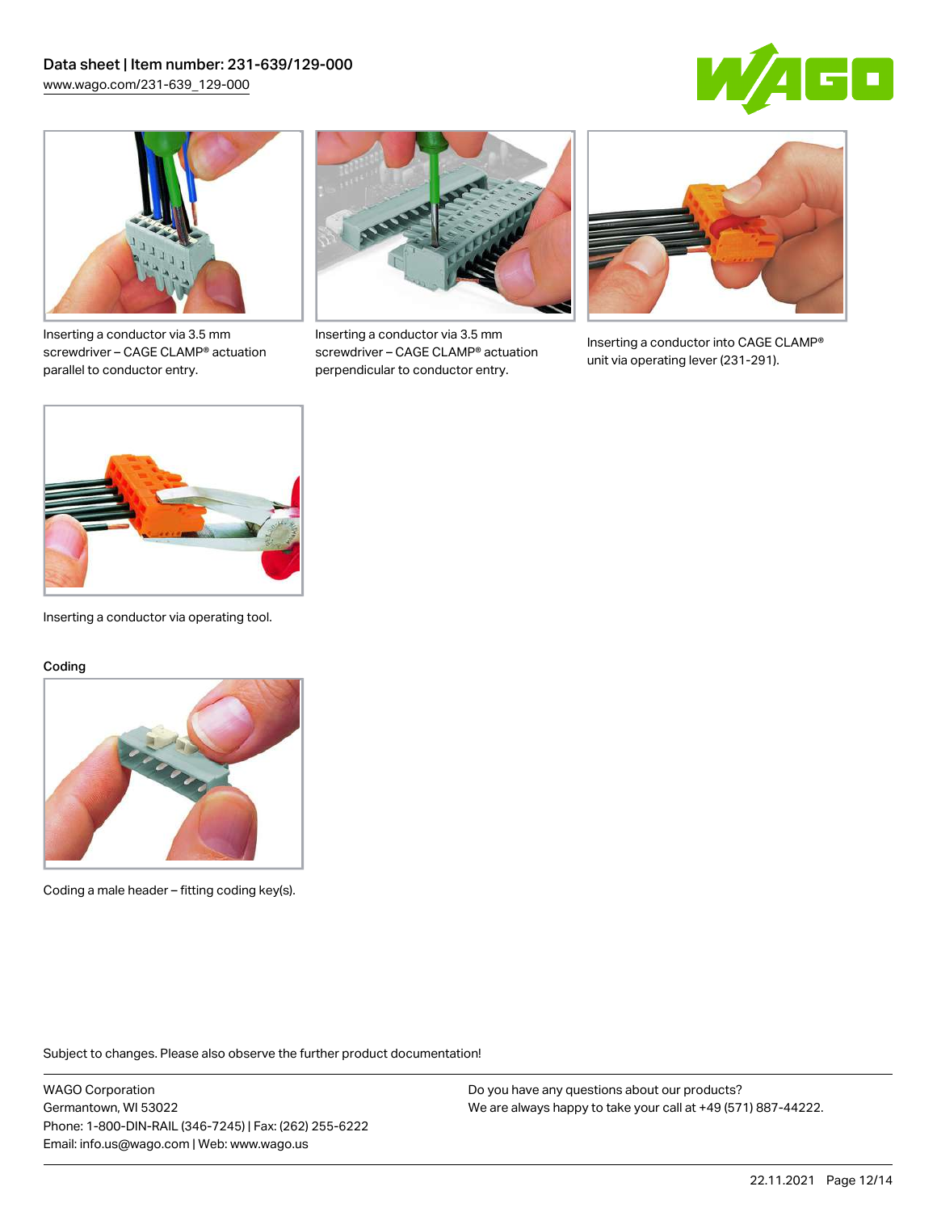Inserting a conductor via 3.5 mm screwdriver – CAGE CLAMP® actuation parallel to conductor entry.

Inserting a conductor via 3.5 mm screwdriver – CAGE CLAMP® actuation perpendicular to conductor entry.

Inserting a conductor into CAGE CLAMP® unit via operating lever (231-291).

Inserting a conductor via operating tool.

## Coding

Coding a male header – fitting coding key(s).

Subject to changes. Please also observe the further product documentation!

WAGO Corporation
Germantown, WI 53022
Phone: 1-800-DIN-RAIL (346-7245) | Fax: (262) 255-6222
Email: info.us@wago.com | Web: www.wago.us

Do you have any questions about our products?
We are always happy to take your call at +49 (571) 887-44222.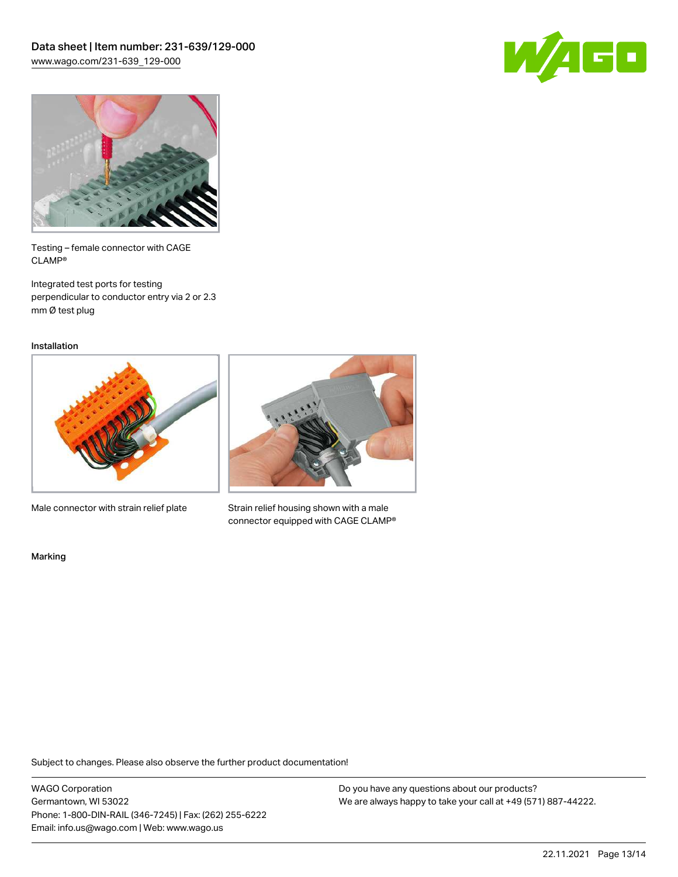Testing – female connector with CAGE CLAMP®

Integrated test ports for testing perpendicular to conductor entry via 2 or 2.3 mm Ø test plug

## Installation

Male connector with strain relief plate

Strain relief housing shown with a male connector equipped with CAGE CLAMP®

## Marking

Subject to changes. Please also observe the further product documentation!

WAGO Corporation
Germantown, WI 53022
Phone: 1-800-DIN-RAIL (346-7245) | Fax: (262) 255-6222
Email: info.us@wago.com | Web: www.wago.us

Do you have any questions about our products?
We are always happy to take your call at +49 (571) 887-44222.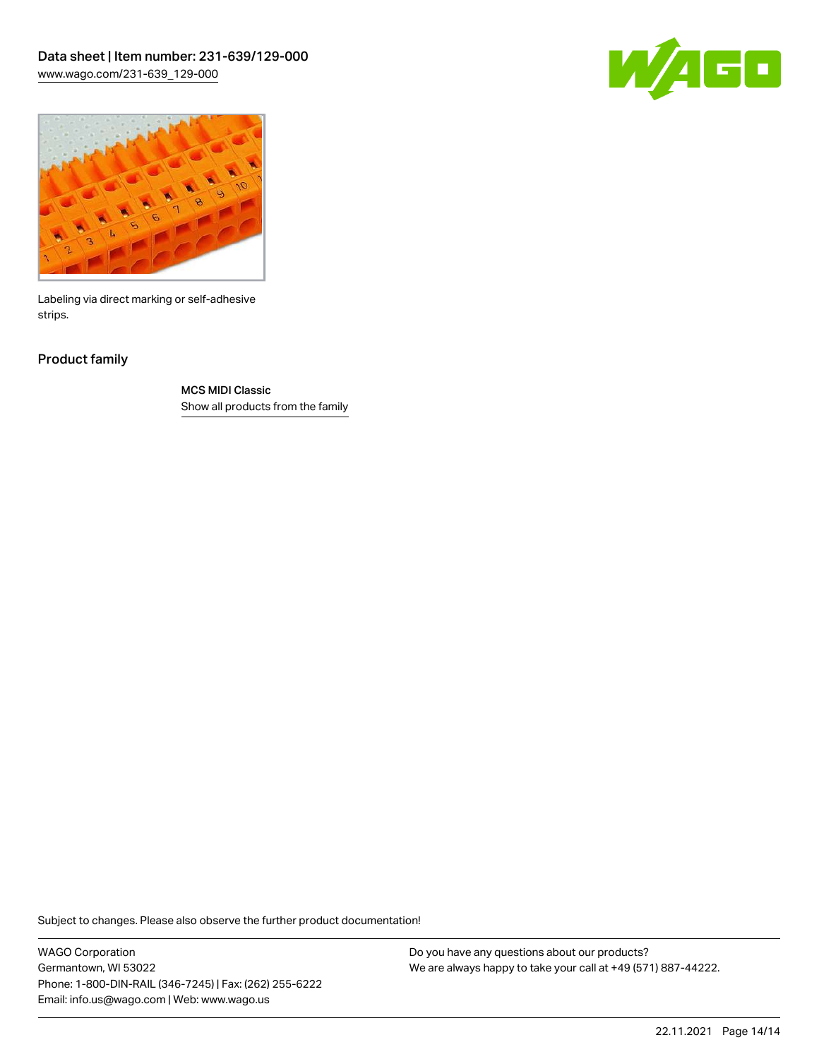Labeling via direct marking or self-adhesive strips.

## Product family

**MCS MIDI Classic**
Show all products from the family

Subject to changes. Please also observe the further product documentation!

WAGO Corporation
Germantown, WI 53022
Phone: 1-800-DIN-RAIL (346-7245) | Fax: (262) 255-6222
Email: info.us@wago.com | Web: www.wago.us

Do you have any questions about our products?
We are always happy to take your call at +49 (571) 887-44222.